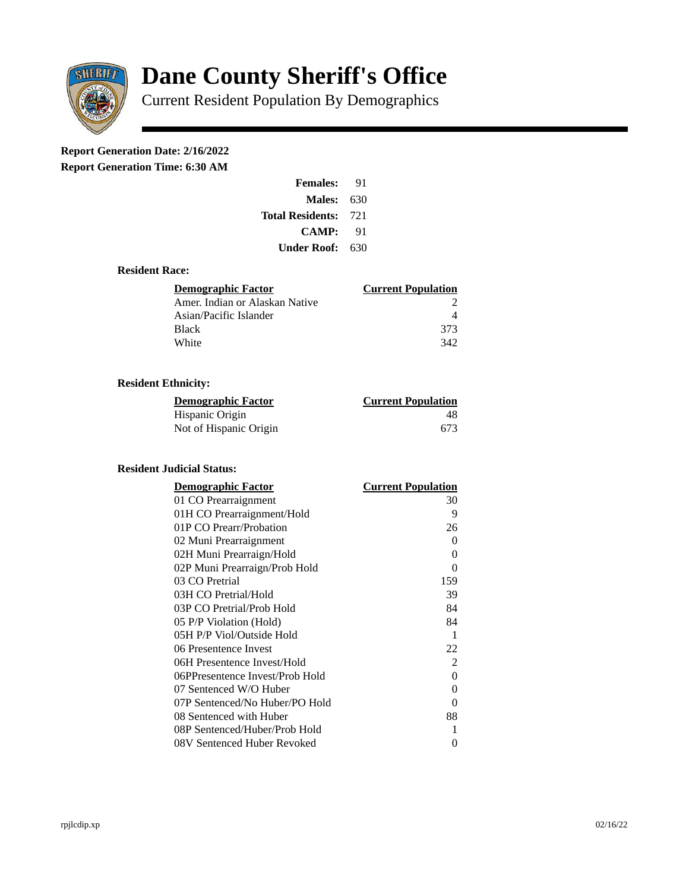# Dane County Sheriff's Office

Current Resident Population By Demographics

**Report Generation Date: 2/16/2022**

**Report Generation Time: 6:30 AM**

| | |
|---|---|
| **Females:** | 91 |
| **Males:** | 630 |
| **Total Residents:** | 721 |
| **CAMP:** | 91 |
| **Under Roof:** | 630 |

### Resident Race:

| Demographic Factor | Current Population |
|---|---|
| Amer. Indian or Alaskan Native | 2 |
| Asian/Pacific Islander | 4 |
| Black | 373 |
| White | 342 |

### Resident Ethnicity:

| Demographic Factor | Current Population |
|---|---|
| Hispanic Origin | 48 |
| Not of Hispanic Origin | 673 |

### Resident Judicial Status:

| Demographic Factor | Current Population |
|---|---|
| 01 CO Prearraignment | 30 |
| 01H CO Prearraignment/Hold | 9 |
| 01P CO Prearr/Probation | 26 |
| 02 Muni Prearraignment | 0 |
| 02H Muni Prearraign/Hold | 0 |
| 02P Muni Prearraign/Prob Hold | 0 |
| 03 CO Pretrial | 159 |
| 03H CO Pretrial/Hold | 39 |
| 03P CO Pretrial/Prob Hold | 84 |
| 05 P/P Violation (Hold) | 84 |
| 05H P/P Viol/Outside Hold | 1 |
| 06 Presentence Invest | 22 |
| 06H Presentence Invest/Hold | 2 |
| 06PPresentence Invest/Prob Hold | 0 |
| 07 Sentenced W/O Huber | 0 |
| 07P Sentenced/No Huber/PO Hold | 0 |
| 08 Sentenced with Huber | 88 |
| 08P Sentenced/Huber/Prob Hold | 1 |
| 08V Sentenced Huber Revoked | 0 |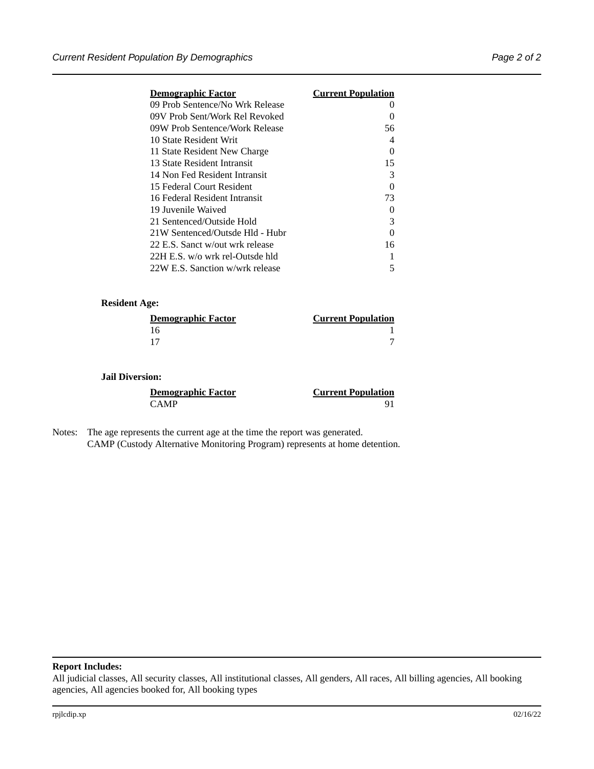| Demographic Factor | Current Population |
|---|---|
| 09 Prob Sentence/No Wrk Release | 0 |
| 09V Prob Sent/Work Rel Revoked | 0 |
| 09W Prob Sentence/Work Release | 56 |
| 10 State Resident Writ | 4 |
| 11 State Resident New Charge | 0 |
| 13 State Resident Intransit | 15 |
| 14 Non Fed Resident Intransit | 3 |
| 15 Federal Court Resident | 0 |
| 16 Federal Resident Intransit | 73 |
| 19 Juvenile Waived | 0 |
| 21 Sentenced/Outside Hold | 3 |
| 21W Sentenced/Outsde Hld - Hubr | 0 |
| 22 E.S. Sanct w/out wrk release | 16 |
| 22H E.S. w/o wrk rel-Outsde hld | 1 |
| 22W E.S. Sanction w/wrk release | 5 |

**Resident Age:**

| Demographic Factor | Current Population |
|---|---|
| 16 | 1 |
| 17 | 7 |

**Jail Diversion:**

| Demographic Factor | Current Population |
|---|---|
| CAMP | 91 |

Notes: The age represents the current age at the time the report was generated.
CAMP (Custody Alternative Monitoring Program) represents at home detention.

**Report Includes:**

All judicial classes, All security classes, All institutional classes, All genders, All races, All billing agencies, All booking agencies, All agencies booked for, All booking types

rpjlcdip.xp 02/16/22